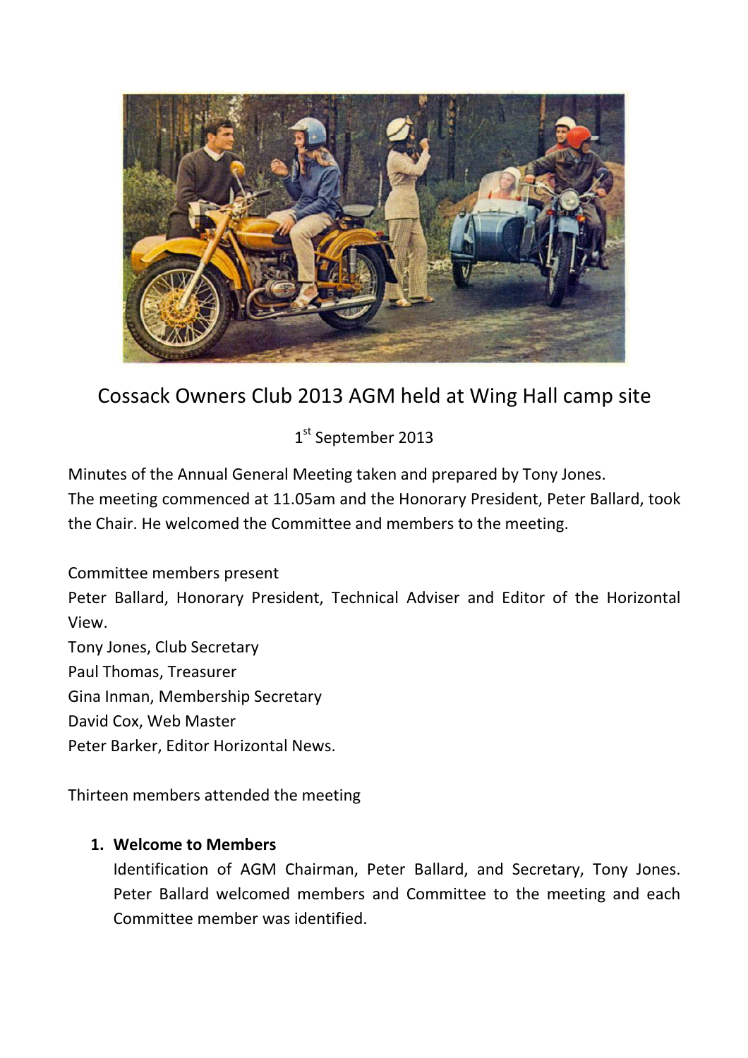# Cossack Owners Club 2013 AGM held at Wing Hall camp site

1st September 2013

Minutes of the Annual General Meeting taken and prepared by Tony Jones.
The meeting commenced at 11.05am and the Honorary President, Peter Ballard, took the Chair. He welcomed the Committee and members to the meeting.

Committee members present
Peter Ballard, Honorary President, Technical Adviser and Editor of the Horizontal View.
Tony Jones, Club Secretary
Paul Thomas, Treasurer
Gina Inman, Membership Secretary
David Cox, Web Master
Peter Barker, Editor Horizontal News.

Thirteen members attended the meeting

1. **Welcome to Members**
   Identification of AGM Chairman, Peter Ballard, and Secretary, Tony Jones. Peter Ballard welcomed members and Committee to the meeting and each Committee member was identified.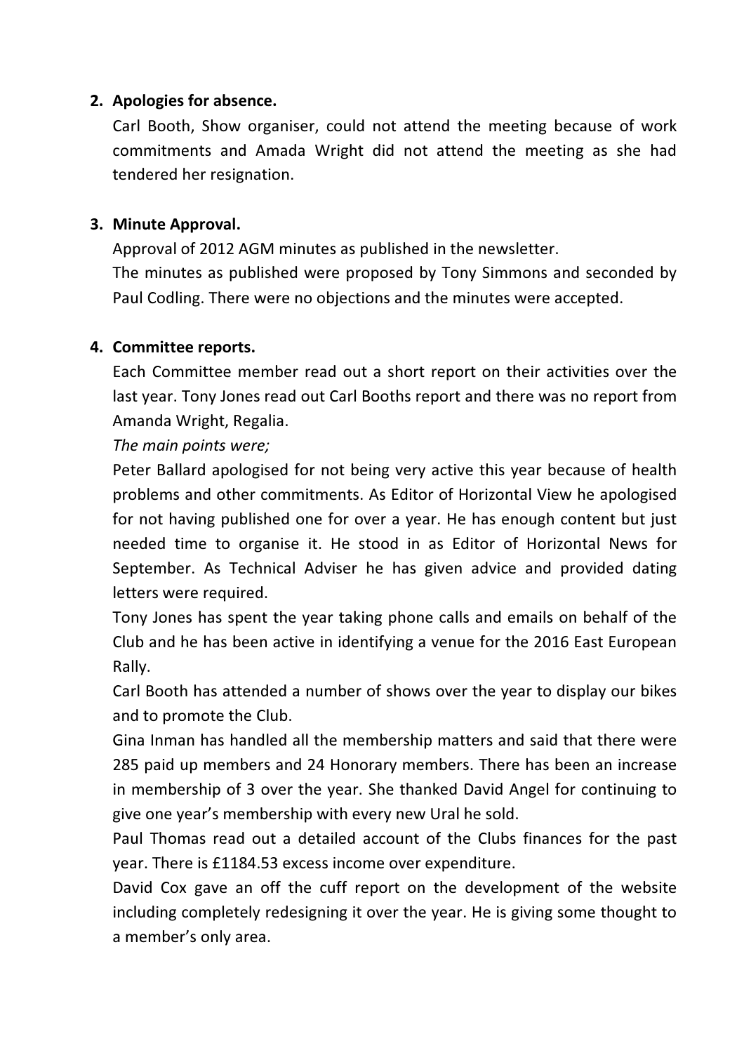2. **Apologies for absence.**

   Carl Booth, Show organiser, could not attend the meeting because of work commitments and Amada Wright did not attend the meeting as she had tendered her resignation.

3. **Minute Approval.**

   Approval of 2012 AGM minutes as published in the newsletter.

   The minutes as published were proposed by Tony Simmons and seconded by Paul Codling. There were no objections and the minutes were accepted.

4. **Committee reports.**

   Each Committee member read out a short report on their activities over the last year. Tony Jones read out Carl Booths report and there was no report from Amanda Wright, Regalia.

   *The main points were;*

   Peter Ballard apologised for not being very active this year because of health problems and other commitments. As Editor of Horizontal View he apologised for not having published one for over a year. He has enough content but just needed time to organise it. He stood in as Editor of Horizontal News for September. As Technical Adviser he has given advice and provided dating letters were required.

   Tony Jones has spent the year taking phone calls and emails on behalf of the Club and he has been active in identifying a venue for the 2016 East European Rally.

   Carl Booth has attended a number of shows over the year to display our bikes and to promote the Club.

   Gina Inman has handled all the membership matters and said that there were 285 paid up members and 24 Honorary members. There has been an increase in membership of 3 over the year. She thanked David Angel for continuing to give one year's membership with every new Ural he sold.

   Paul Thomas read out a detailed account of the Clubs finances for the past year. There is £1184.53 excess income over expenditure.

   David Cox gave an off the cuff report on the development of the website including completely redesigning it over the year. He is giving some thought to a member's only area.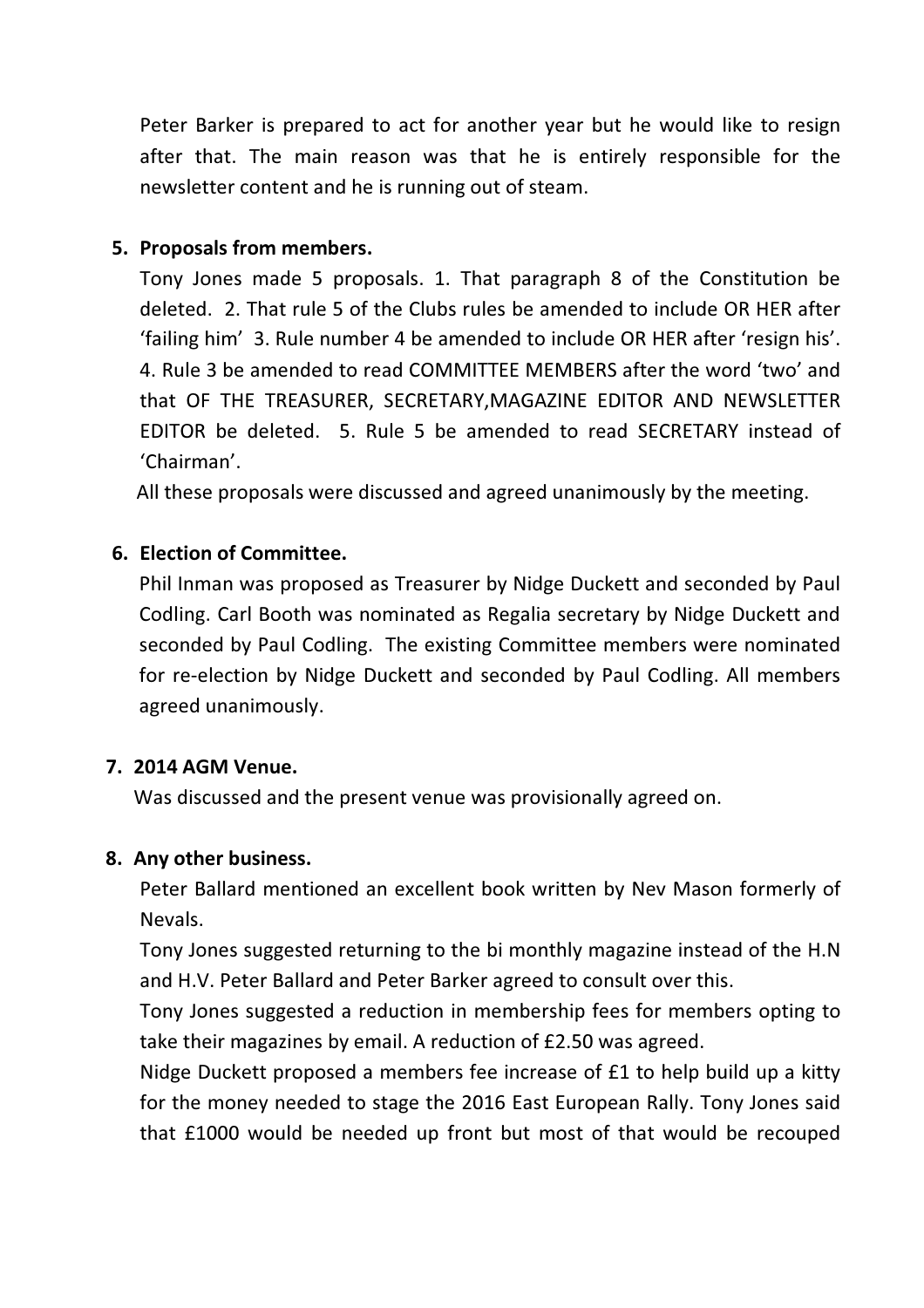Peter Barker is prepared to act for another year but he would like to resign after that. The main reason was that he is entirely responsible for the newsletter content and he is running out of steam.

5. **Proposals from members.**

   Tony Jones made 5 proposals. 1. That paragraph 8 of the Constitution be deleted. 2. That rule 5 of the Clubs rules be amended to include OR HER after 'failing him' 3. Rule number 4 be amended to include OR HER after 'resign his'. 4. Rule 3 be amended to read COMMITTEE MEMBERS after the word 'two' and that OF THE TREASURER, SECRETARY,MAGAZINE EDITOR AND NEWSLETTER EDITOR be deleted. 5. Rule 5 be amended to read SECRETARY instead of 'Chairman'.

   All these proposals were discussed and agreed unanimously by the meeting.

6. **Election of Committee.**

   Phil Inman was proposed as Treasurer by Nidge Duckett and seconded by Paul Codling. Carl Booth was nominated as Regalia secretary by Nidge Duckett and seconded by Paul Codling. The existing Committee members were nominated for re-election by Nidge Duckett and seconded by Paul Codling. All members agreed unanimously.

7. **2014 AGM Venue.**

   Was discussed and the present venue was provisionally agreed on.

8. **Any other business.**

   Peter Ballard mentioned an excellent book written by Nev Mason formerly of Nevals.

   Tony Jones suggested returning to the bi monthly magazine instead of the H.N and H.V. Peter Ballard and Peter Barker agreed to consult over this.

   Tony Jones suggested a reduction in membership fees for members opting to take their magazines by email. A reduction of £2.50 was agreed.

   Nidge Duckett proposed a members fee increase of £1 to help build up a kitty for the money needed to stage the 2016 East European Rally. Tony Jones said that £1000 would be needed up front but most of that would be recouped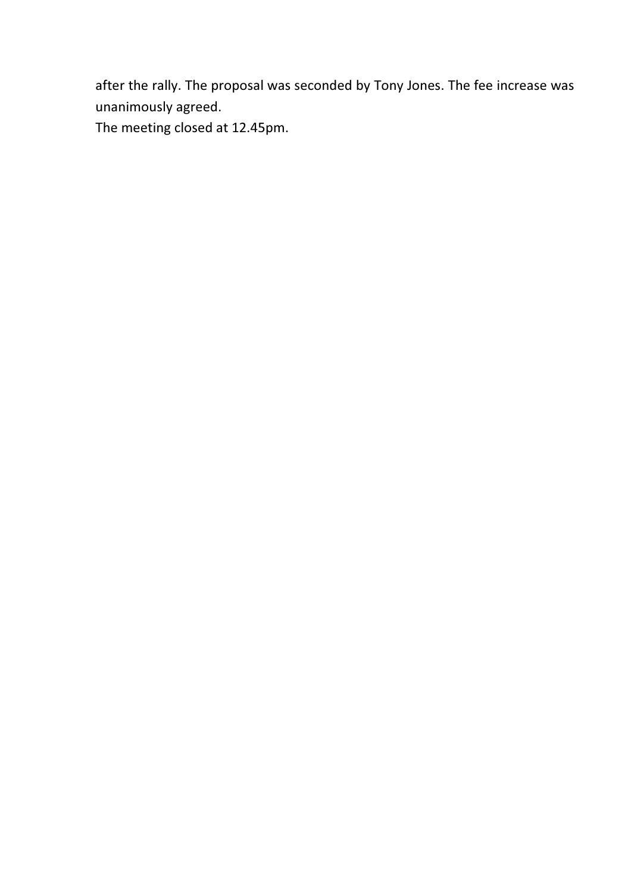after the rally. The proposal was seconded by Tony Jones. The fee increase was unanimously agreed.
The meeting closed at 12.45pm.